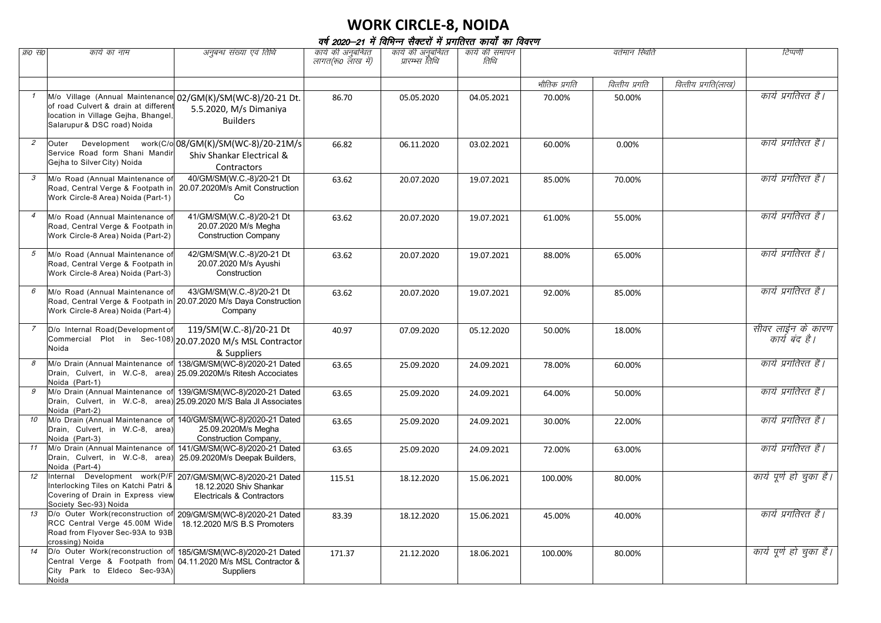# WORK CIRCLE-8, NOIDA

## वर्ष 2020–21 में विभिन्न सैक्टरों में प्रगतिरत कार्यों का विवरण

| क्र0 सं0 | कार्य का नाम | अनुबन्ध संख्या एवं तिथि | कार्य की अनुबन्धित लागत(रू0 लाख में) | कार्य की अनुबन्धित प्रारम्भ तिथि | कार्य की समापन तिथि | वर्तमान स्थिति | | | टिप्पणी |
|---|---|---|---|---|---|---|---|---|---|
| | | | | | | भौतिक प्रगति | वित्तीय प्रगति | वित्तीय प्रगति(लाख) | |
| 1 | M/o Village (Annual Maintenance of road Culvert & drain at different location in Village Gejha, Bhangel, Salarupur & DSC road) Noida | 02/GM(K)/SM(WC-8)/20-21 Dt. 5.5.2020, M/s Dimaniya Builders | 86.70 | 05.05.2020 | 04.05.2021 | 70.00% | 50.00% | | कार्य प्रगतिरत है। |
| 2 | Outer Development work(C/o Service Road form Shani Mandir Gejha to Silver City) Noida | 08/GM(K)/SM(WC-8)/20-21M/s Shiv Shankar Electrical & Contractors | 66.82 | 06.11.2020 | 03.02.2021 | 60.00% | 0.00% | | कार्य प्रगतिरत है। |
| 3 | M/o Road (Annual Maintenance of Road, Central Verge & Footpath in Work Circle-8 Area) Noida (Part-1) | 40/GM/SM(W.C.-8)/20-21 Dt 20.07.2020M/s Amit Construction Co | 63.62 | 20.07.2020 | 19.07.2021 | 85.00% | 70.00% | | कार्य प्रगतिरत है। |
| 4 | M/o Road (Annual Maintenance of Road, Central Verge & Footpath in Work Circle-8 Area) Noida (Part-2) | 41/GM/SM(W.C.-8)/20-21 Dt 20.07.2020 M/s Megha Construction Company | 63.62 | 20.07.2020 | 19.07.2021 | 61.00% | 55.00% | | कार्य प्रगतिरत है। |
| 5 | M/o Road (Annual Maintenance of Road, Central Verge & Footpath in Work Circle-8 Area) Noida (Part-3) | 42/GM/SM(W.C.-8)/20-21 Dt 20.07.2020 M/s Ayushi Construction | 63.62 | 20.07.2020 | 19.07.2021 | 88.00% | 65.00% | | कार्य प्रगतिरत है। |
| 6 | M/o Road (Annual Maintenance of Road, Central Verge & Footpath in Work Circle-8 Area) Noida (Part-4) | 43/GM/SM(W.C.-8)/20-21 Dt 20.07.2020 M/s Daya Construction Company | 63.62 | 20.07.2020 | 19.07.2021 | 92.00% | 85.00% | | कार्य प्रगतिरत है। |
| 7 | D/o Internal Road(Development of Commercial Plot in Sec-108) Noida | 119/SM(W.C.-8)/20-21 Dt 20.07.2020 M/s MSL Contractor & Suppliers | 40.97 | 07.09.2020 | 05.12.2020 | 50.00% | 18.00% | | सीवर लाईन के कारण कार्य बंद है। |
| 8 | M/o Drain (Annual Maintenance of Drain, Culvert, in W.C-8, area) Noida (Part-1) | 138/GM/SM(WC-8)/2020-21 Dated 25.09.2020M/s Ritesh Accociates | 63.65 | 25.09.2020 | 24.09.2021 | 78.00% | 60.00% | | कार्य प्रगतिरत है। |
| 9 | M/o Drain (Annual Maintenance of Drain, Culvert, in W.C-8, area) Noida (Part-2) | 139/GM/SM(WC-8)/2020-21 Dated 25.09.2020 M/S Bala JI Associates | 63.65 | 25.09.2020 | 24.09.2021 | 64.00% | 50.00% | | कार्य प्रगतिरत है। |
| 10 | M/o Drain (Annual Maintenance of Drain, Culvert, in W.C-8, area) Noida (Part-3) | 140/GM/SM(WC-8)/2020-21 Dated 25.09.2020M/s Megha Construction Company, | 63.65 | 25.09.2020 | 24.09.2021 | 30.00% | 22.00% | | कार्य प्रगतिरत है। |
| 11 | M/o Drain (Annual Maintenance of Drain, Culvert, in W.C-8, area) Noida (Part-4) | 141/GM/SM(WC-8)/2020-21 Dated 25.09.2020M/s Deepak Builders, | 63.65 | 25.09.2020 | 24.09.2021 | 72.00% | 63.00% | | कार्य प्रगतिरत है। |
| 12 | Internal Development work(P/F Interlocking Tiles on Katchi Patri & Covering of Drain in Express view Society Sec-93) Noida | 207/GM/SM(WC-8)/2020-21 Dated 18.12.2020 Shiv Shankar Electricals & Contractors | 115.51 | 18.12.2020 | 15.06.2021 | 100.00% | 80.00% | | कार्य पूर्ण हो चुका है। |
| 13 | D/o Outer Work(reconstruction of RCC Central Verge 45.00M Wide Road from Flyover Sec-93A to 93B crossing) Noida | 209/GM/SM(WC-8)/2020-21 Dated 18.12.2020 M/S B.S Promoters | 83.39 | 18.12.2020 | 15.06.2021 | 45.00% | 40.00% | | कार्य प्रगतिरत है। |
| 14 | D/o Outer Work(reconstruction of Central Verge & Footpath from City Park to Eldeco Sec-93A) Noida | 185/GM/SM(WC-8)/2020-21 Dated 04.11.2020 M/s MSL Contractor & Suppliers | 171.37 | 21.12.2020 | 18.06.2021 | 100.00% | 80.00% | | कार्य पूर्ण हो चुका है। |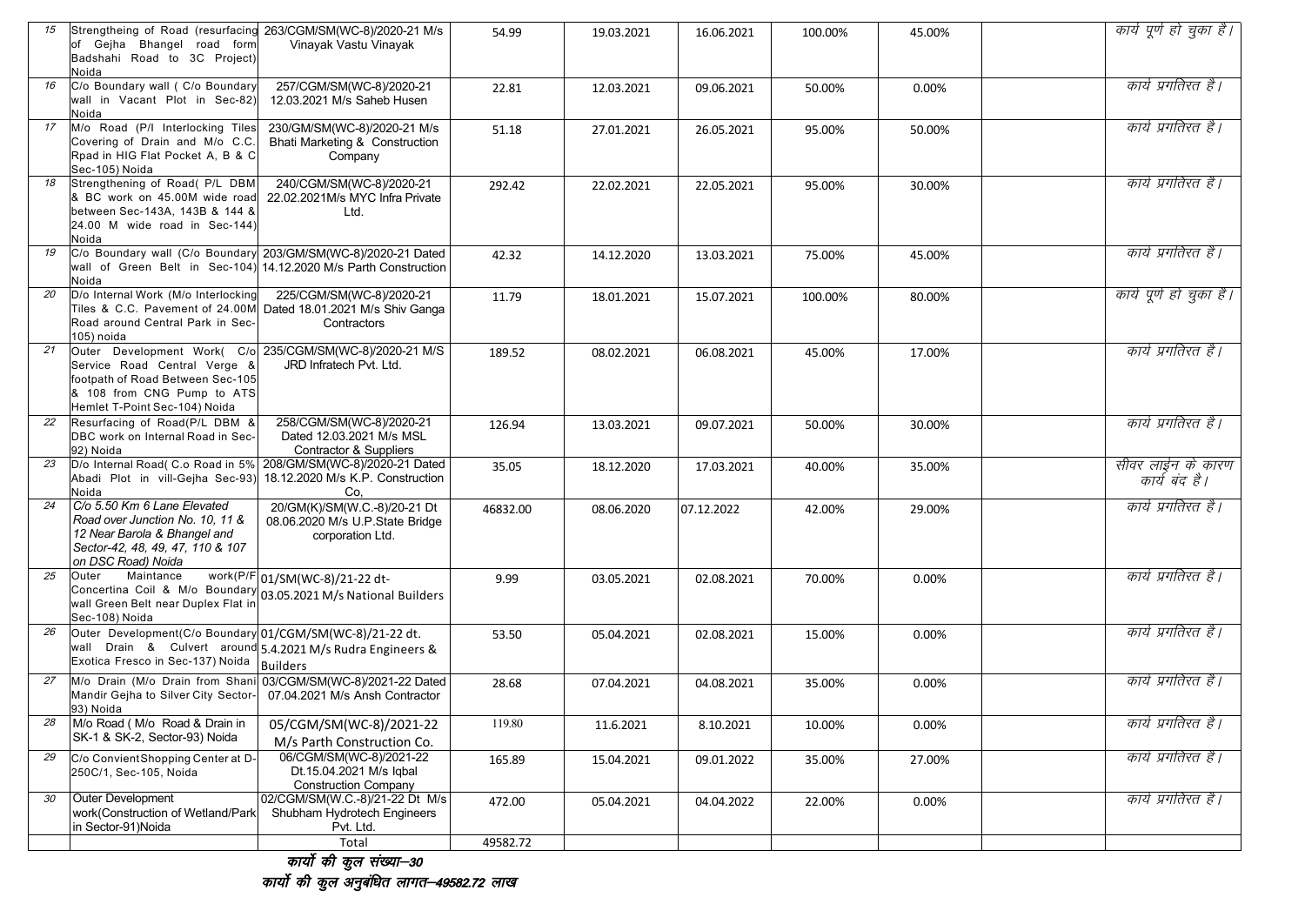| 15 | Strengtheing of Road (resurfacing of Gejha Bhangel road form Badshahi Road to 3C Project) Noida | 263/CGM/SM(WC-8)/2020-21 M/s Vinayak Vastu Vinayak | 54.99 | 19.03.2021 | 16.06.2021 | 100.00% | 45.00% | | कार्य पूर्ण हो चुका है। |
|---|---|---|---|---|---|---|---|---|---|
| 16 | C/o Boundary wall ( C/o Boundary wall in Vacant Plot in Sec-82) Noida | 257/CGM/SM(WC-8)/2020-21 12.03.2021 M/s Saheb Husen | 22.81 | 12.03.2021 | 09.06.2021 | 50.00% | 0.00% | | कार्य प्रगतिरत है। |
| 17 | M/o Road (P/l Interlocking Tiles Covering of Drain and M/o C.C. Rpad in HIG Flat Pocket A, B & C Sec-105) Noida | 230/GM/SM(WC-8)/2020-21 M/s Bhati Marketing & Construction Company | 51.18 | 27.01.2021 | 26.05.2021 | 95.00% | 50.00% | | कार्य प्रगतिरत है। |
| 18 | Strengthening of Road( P/L DBM & BC work on 45.00M wide road between Sec-143A, 143B & 144 & 24.00 M wide road in Sec-144) Noida | 240/CGM/SM(WC-8)/2020-21 22.02.2021M/s MYC Infra Private Ltd. | 292.42 | 22.02.2021 | 22.05.2021 | 95.00% | 30.00% | | कार्य प्रगतिरत है। |
| 19 | C/o Boundary wall (C/o Boundary wall of Green Belt in Sec-104) Noida | 203/GM/SM(WC-8)/2020-21 Dated 14.12.2020 M/s Parth Construction | 42.32 | 14.12.2020 | 13.03.2021 | 75.00% | 45.00% | | कार्य प्रगतिरत है। |
| 20 | D/o Internal Work (M/o Interlocking Tiles & C.C. Pavement of 24.00M Road around Central Park in Sec-105) noida | 225/CGM/SM(WC-8)/2020-21 Dated 18.01.2021 M/s Shiv Ganga Contractors | 11.79 | 18.01.2021 | 15.07.2021 | 100.00% | 80.00% | | कार्य पूर्ण हो चुका है। |
| 21 | Outer Development Work( C/o Service Road Central Verge & footpath of Road Between Sec-105 & 108 from CNG Pump to ATS Hemlet T-Point Sec-104) Noida | 235/CGM/SM(WC-8)/2020-21 M/S JRD Infratech Pvt. Ltd. | 189.52 | 08.02.2021 | 06.08.2021 | 45.00% | 17.00% | | कार्य प्रगतिरत है। |
| 22 | Resurfacing of Road(P/L DBM & DBC work on Internal Road in Sec-92) Noida | 258/CGM/SM(WC-8)/2020-21 Dated 12.03.2021 M/s MSL Contractor & Suppliers | 126.94 | 13.03.2021 | 09.07.2021 | 50.00% | 30.00% | | कार्य प्रगतिरत है। |
| 23 | D/o Internal Road( C.o Road in 5% Abadi Plot in vill-Gejha Sec-93) Noida | 208/GM/SM(WC-8)/2020-21 Dated 18.12.2020 M/s K.P. Construction Co, | 35.05 | 18.12.2020 | 17.03.2021 | 40.00% | 35.00% | | सीवर लाईन के कारण कार्य बंद है। |
| 24 | C/o 5.50 Km 6 Lane Elevated Road over Junction No. 10, 11 & 12 Near Barola & Bhangel and Sector-42, 48, 49, 47, 110 & 107 on DSC Road) Noida | 20/GM(K)/SM(W.C.-8)/20-21 Dt 08.06.2020 M/s U.P.State Bridge corporation Ltd. | 46832.00 | 08.06.2020 | 07.12.2022 | 42.00% | 29.00% | | कार्य प्रगतिरत है। |
| 25 | Outer Maintance work(P/F Concertina Coil & M/o Boundary wall Green Belt near Duplex Flat in Sec-108) Noida | 01/SM(WC-8)/21-22 dt-03.05.2021 M/s National Builders | 9.99 | 03.05.2021 | 02.08.2021 | 70.00% | 0.00% | | कार्य प्रगतिरत है। |
| 26 | Outer Development(C/o Boundary wall Drain & Culvert around Exotica Fresco in Sec-137) Noida | 01/CGM/SM(WC-8)/21-22 dt. 5.4.2021 M/s Rudra Engineers & Builders | 53.50 | 05.04.2021 | 02.08.2021 | 15.00% | 0.00% | | कार्य प्रगतिरत है। |
| 27 | M/o Drain (M/o Drain from Shani Mandir Gejha to Silver City Sector-93) Noida | 03/CGM/SM(WC-8)/2021-22 Dated 07.04.2021 M/s Ansh Contractor | 28.68 | 07.04.2021 | 04.08.2021 | 35.00% | 0.00% | | कार्य प्रगतिरत है। |
| 28 | M/o Road ( M/o Road & Drain in SK-1 & SK-2, Sector-93) Noida | 05/CGM/SM(WC-8)/2021-22 M/s Parth Construction Co. | 119.80 | 11.6.2021 | 8.10.2021 | 10.00% | 0.00% | | कार्य प्रगतिरत है। |
| 29 | C/o Convient Shopping Center at D-250C/1, Sec-105, Noida | 06/CGM/SM(WC-8)/2021-22 Dt.15.04.2021 M/s Iqbal Construction Company | 165.89 | 15.04.2021 | 09.01.2022 | 35.00% | 27.00% | | कार्य प्रगतिरत है। |
| 30 | Outer Development work(Construction of Wetland/Park in Sector-91)Noida | 02/CGM/SM(W.C.-8)/21-22 Dt M/s Shubham Hydrotech Engineers Pvt. Ltd. | 472.00 | 05.04.2021 | 04.04.2022 | 22.00% | 0.00% | | कार्य प्रगतिरत है। |
| | | Total | 49582.72 | | | | | | |

*कार्यों की कुल संख्या–30*

*कार्यों की कुल अनुबंधित लागत–49582.72 लाख*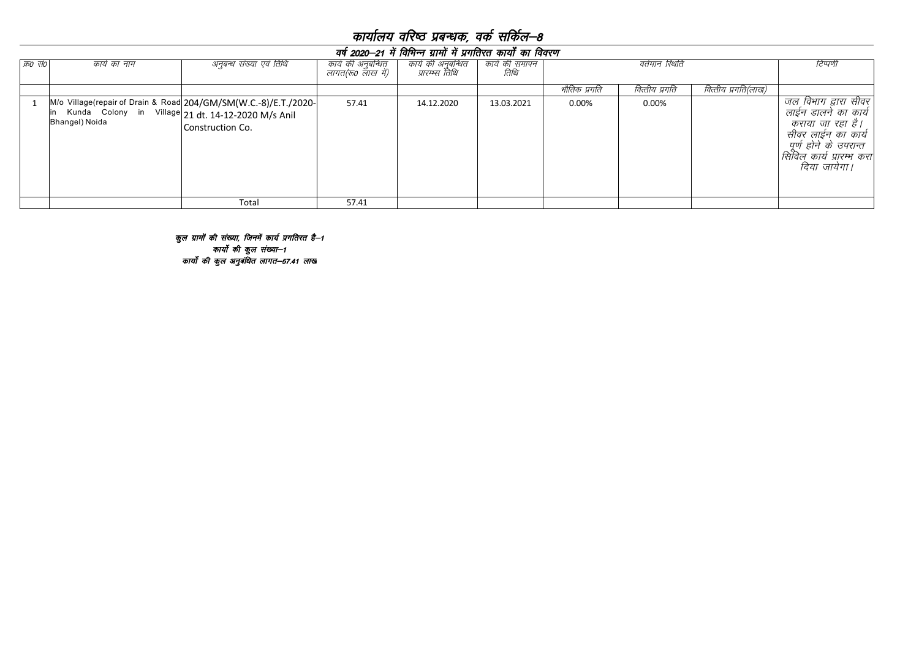# कार्यालय वरिष्ठ प्रबन्धक, वर्क सर्किल–8

## वर्ष 2020–21 में विभिन्न ग्रामों में प्रगतिरत कार्यों का विवरण

| क्र0 सं0 | कार्य का नाम | अनुबन्ध संख्या एवं तिथि | कार्य की अनुबन्धित लागत(रू0 लाख में) | कार्य की अनुबन्धित प्रारम्भ तिथि | कार्य की समापन तिथि | वर्तमान स्थिति | | | टिप्पणी |
|---|---|---|---|---|---|---|---|---|---|
| | | | | | | भौतिक प्रगति | वित्तीय प्रगति | वित्तीय प्रगति(लाख) | |
| 1 | M/o Village(repair of Drain & Road in Kunda Colony in Village Bhangel) Noida | 204/GM/SM(W.C.-8)/E.T./2020-21 dt. 14-12-2020 M/s Anil Construction Co. | 57.41 | 14.12.2020 | 13.03.2021 | 0.00% | 0.00% | | जल विभाग द्वारा सीवर लाईन डालने का कार्य कराया जा रहा है। सीवर लाईन का कार्य पूर्ण होने के उपरान्त सिविल कार्य प्रारम्भ करा दिया जायेगा। |
| | | Total | 57.41 | | | | | | |

**कुल ग्रामों की संख्या, जिनमें कार्य प्रगतिरत है–1**

**कार्यों की कुल संख्या–1**

**कार्यों की कुल अनुबंधित लागत–57.41 लाख**